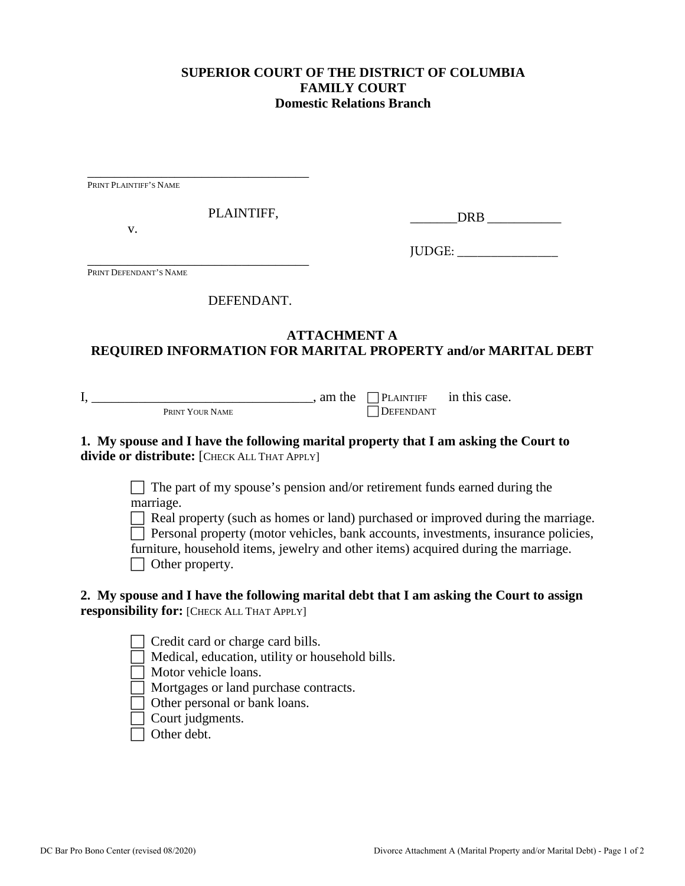**SUPERIOR COURT OF THE DISTRICT OF COLUMBIA**
**FAMILY COURT**
**Domestic Relations Branch**

____________________________________
PRINT PLAINTIFF'S NAME

PLAINTIFF,

v.

_______DRB ___________

JUDGE: _______________

____________________________________
PRINT DEFENDANT'S NAME

DEFENDANT.

**ATTACHMENT A**
**REQUIRED INFORMATION FOR MARITAL PROPERTY and/or MARITAL DEBT**

I, ________________________________, am the ☐ PLAINTIFF ☐ DEFENDANT in this case.
PRINT YOUR NAME

**1. My spouse and I have the following marital property that I am asking the Court to divide or distribute:** [CHECK ALL THAT APPLY]

- ☐ The part of my spouse's pension and/or retirement funds earned during the marriage.
- ☐ Real property (such as homes or land) purchased or improved during the marriage.
- ☐ Personal property (motor vehicles, bank accounts, investments, insurance policies, furniture, household items, jewelry and other items) acquired during the marriage.
- ☐ Other property.

**2. My spouse and I have the following marital debt that I am asking the Court to assign responsibility for:** [CHECK ALL THAT APPLY]

- ☐ Credit card or charge card bills.
- ☐ Medical, education, utility or household bills.
- ☐ Motor vehicle loans.
- ☐ Mortgages or land purchase contracts.
- ☐ Other personal or bank loans.
- ☐ Court judgments.
- ☐ Other debt.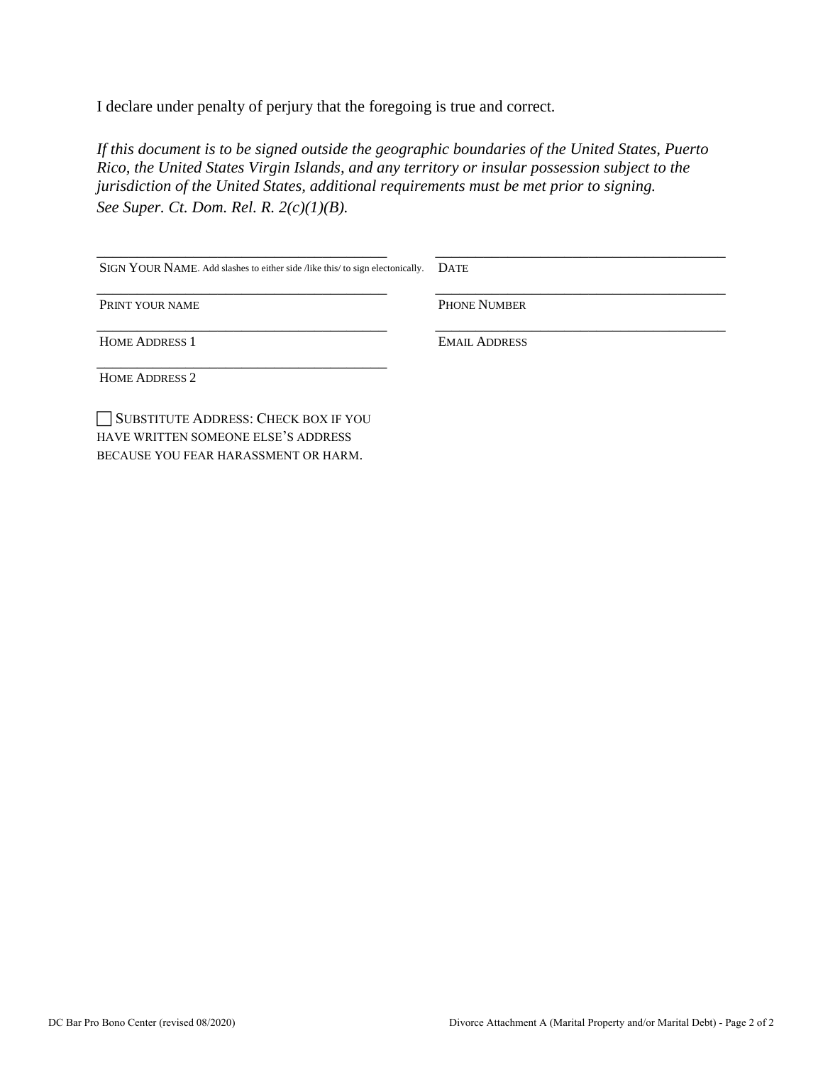I declare under penalty of perjury that the foregoing is true and correct.

*If this document is to be signed outside the geographic boundaries of the United States, Puerto Rico, the United States Virgin Islands, and any territory or insular possession subject to the jurisdiction of the United States, additional requirements must be met prior to signing. See Super. Ct. Dom. Rel. R. 2(c)(1)(B).*

| | |
|---|---|
| ______________________________ | ______________________________ |
| SIGN YOUR NAME. Add slashes to either side /like this/ to sign electonically. | DATE |
| ______________________________ | ______________________________ |
| PRINT YOUR NAME | PHONE NUMBER |
| ______________________________ | ______________________________ |
| HOME ADDRESS 1 | EMAIL ADDRESS |
| ______________________________ | |
| HOME ADDRESS 2 | |

☐ SUBSTITUTE ADDRESS: CHECK BOX IF YOU HAVE WRITTEN SOMEONE ELSE'S ADDRESS BECAUSE YOU FEAR HARASSMENT OR HARM.

DC Bar Pro Bono Center (revised 08/2020)